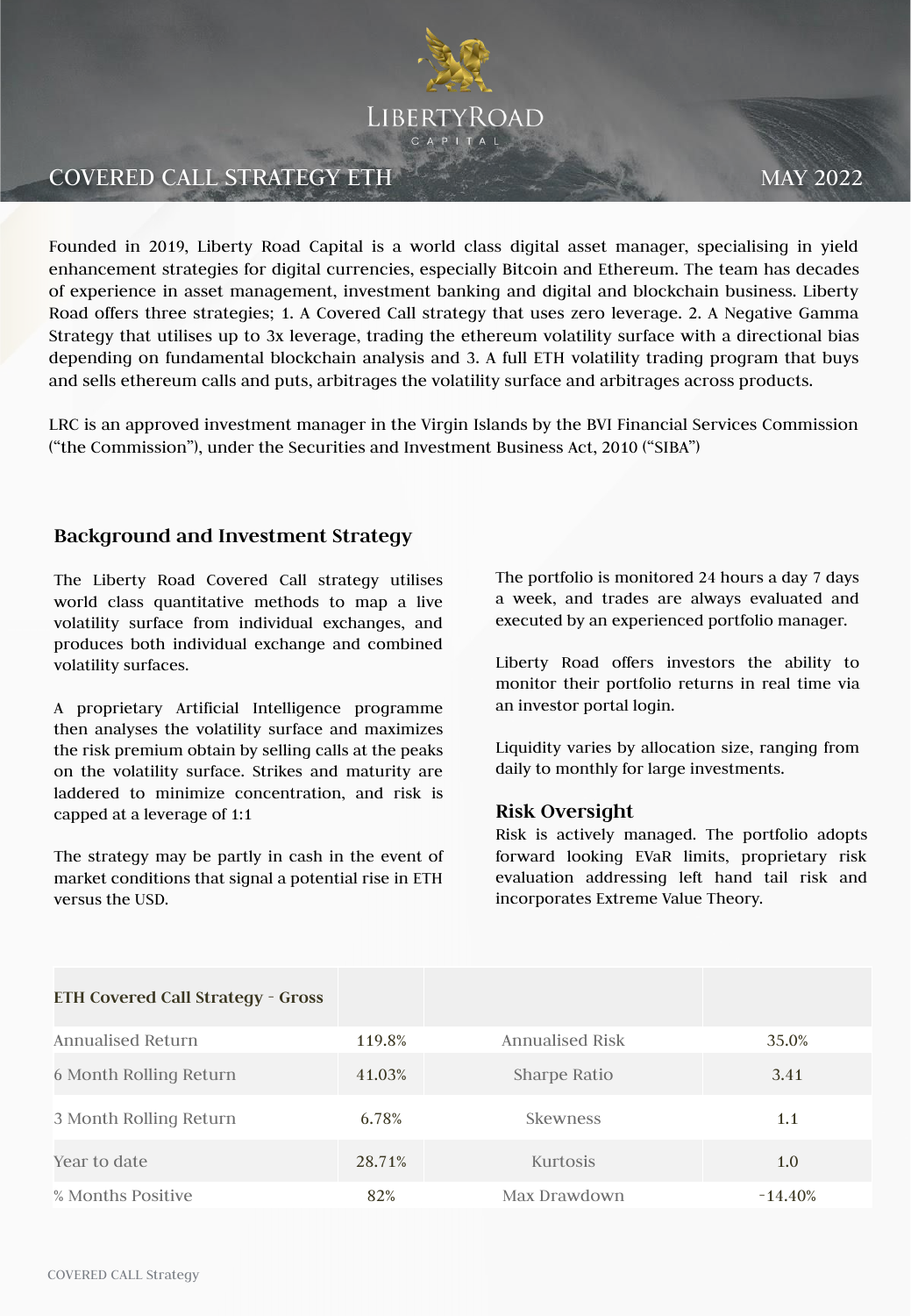LIBERTYROAD CAPITAL

# COVERED CALL STRATEGY ETH

MAY 2022

Founded in 2019, Liberty Road Capital is a world class digital asset manager, specialising in yield enhancement strategies for digital currencies, especially Bitcoin and Ethereum. The team has decades of experience in asset management, investment banking and digital and blockchain business. Liberty Road offers three strategies; 1. A Covered Call strategy that uses zero leverage. 2. A Negative Gamma Strategy that utilises up to 3x leverage, trading the ethereum volatility surface with a directional bias depending on fundamental blockchain analysis and 3. A full ETH volatility trading program that buys and sells ethereum calls and puts, arbitrages the volatility surface and arbitrages across products.

LRC is an approved investment manager in the Virgin Islands by the BVI Financial Services Commission ("the Commission"), under the Securities and Investment Business Act, 2010 ("SIBA")

## Background and Investment Strategy

The Liberty Road Covered Call strategy utilises world class quantitative methods to map a live volatility surface from individual exchanges, and produces both individual exchange and combined volatility surfaces.

A proprietary Artificial Intelligence programme then analyses the volatility surface and maximizes the risk premium obtain by selling calls at the peaks on the volatility surface. Strikes and maturity are laddered to minimize concentration, and risk is capped at a leverage of 1:1

The strategy may be partly in cash in the event of market conditions that signal a potential rise in ETH versus the USD.

The portfolio is monitored 24 hours a day 7 days a week, and trades are always evaluated and executed by an experienced portfolio manager.

Liberty Road offers investors the ability to monitor their portfolio returns in real time via an investor portal login.

Liquidity varies by allocation size, ranging from daily to monthly for large investments.

## Risk Oversight

Risk is actively managed. The portfolio adopts forward looking EVaR limits, proprietary risk evaluation addressing left hand tail risk and incorporates Extreme Value Theory.

| **ETH Covered Call Strategy - Gross** | | | |
|---|---|---|---|
| Annualised Return | 119.8% | Annualised Risk | 35.0% |
| 6 Month Rolling Return | 41.03% | Sharpe Ratio | 3.41 |
| 3 Month Rolling Return | 6.78% | Skewness | 1.1 |
| Year to date | 28.71% | Kurtosis | 1.0 |
| % Months Positive | 82% | Max Drawdown | -14.40% |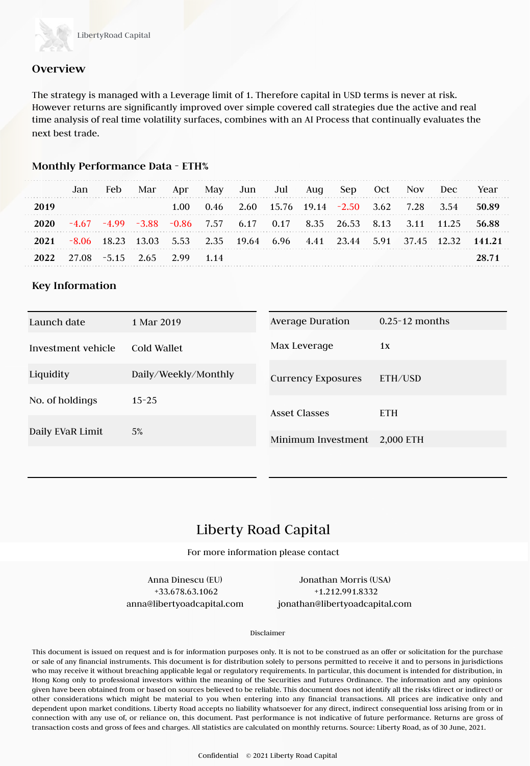LibertyRoad Capital

## Overview

The strategy is managed with a Leverage limit of 1. Therefore capital in USD terms is never at risk. However returns are significantly improved over simple covered call strategies due the active and real time analysis of real time volatility surfaces, combines with an AI Process that continually evaluates the next best trade.

## Monthly Performance Data - ETH%

| | Jan | Feb | Mar | Apr | May | Jun | Jul | Aug | Sep | Oct | Nov | Dec | Year |
|---|---|---|---|---|---|---|---|---|---|---|---|---|---|
| **2019** | | | | 1.00 | 0.46 | 2.60 | 15.76 | 19.14 | -2.50 | 3.62 | 7.28 | 3.54 | **50.89** |
| **2020** | -4.67 | -4.99 | -3.88 | -0.86 | 7.57 | 6.17 | 0.17 | 8.35 | 26.53 | 8.13 | 3.11 | 11.25 | **56.88** |
| **2021** | -8.06 | 18.23 | 13.03 | 5.53 | 2.35 | 19.64 | 6.96 | 4.41 | 23.44 | 5.91 | 37.45 | 12.32 | **141.21** |
| **2022** | 27.08 | -5.15 | 2.65 | 2.99 | 1.14 | | | | | | | | **28.71** |

## Key Information

| | |
|---|---|
| Launch date | 1 Mar 2019 |
| Investment vehicle | Cold Wallet |
| Liquidity | Daily/Weekly/Monthly |
| No. of holdings | 15-25 |
| Daily EVaR Limit | 5% |

| | |
|---|---|
| Average Duration | 0.25-12 months |
| Max Leverage | 1x |
| Currency Exposures | ETH/USD |
| Asset Classes | ETH |
| Minimum Investment | 2,000 ETH |

## Liberty Road Capital

For more information please contact

Anna Dinescu (EU)
+33.678.63.1062
anna@libertyoadcapital.com

Jonathan Morris (USA)
+1.212.991.8332
jonathan@libertyoadcapital.com

Disclaimer

This document is issued on request and is for information purposes only. It is not to be construed as an offer or solicitation for the purchase or sale of any financial instruments. This document is for distribution solely to persons permitted to receive it and to persons in jurisdictions who may receive it without breaching applicable legal or regulatory requirements. In particular, this document is intended for distribution, in Hong Kong only to professional investors within the meaning of the Securities and Futures Ordinance. The information and any opinions given have been obtained from or based on sources believed to be reliable. This document does not identify all the risks (direct or indirect) or other considerations which might be material to you when entering into any financial transactions. All prices are indicative only and dependent upon market conditions. Liberty Road accepts no liability whatsoever for any direct, indirect consequential loss arising from or in connection with any use of, or reliance on, this document. Past performance is not indicative of future performance. Returns are gross of transaction costs and gross of fees and charges. All statistics are calculated on monthly returns. Source: Liberty Road, as of 30 June, 2021.

Confidential © 2021 Liberty Road Capital